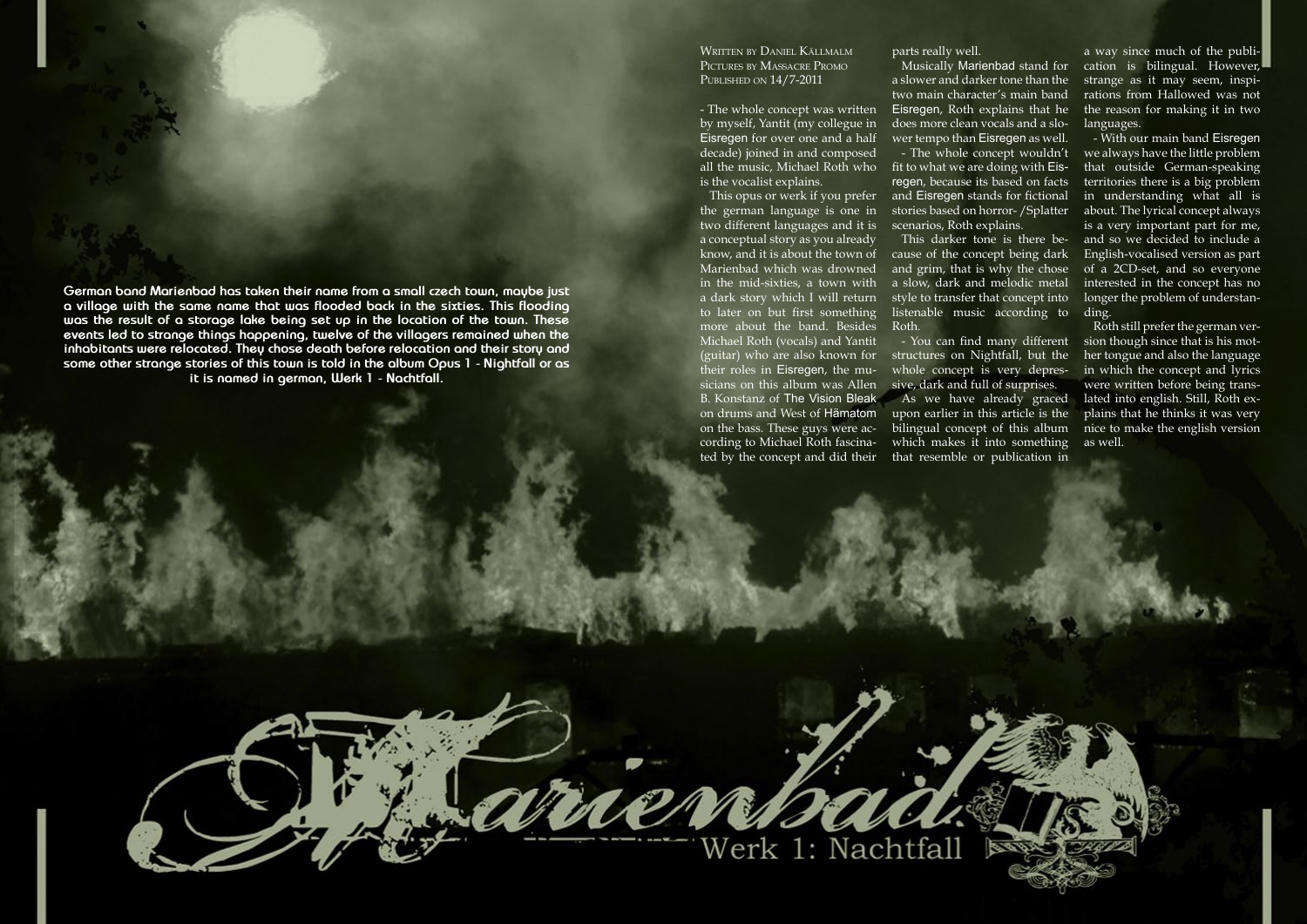# Marienbad

## Werk 1: Nachtfall

**German band Marienbad has taken their name from a small czech town, maybe just a village with the same name that was flooded back in the sixties. This flooding was the result of a storage lake being set up in the location of the town. These events led to strange things happening, twelve of the villagers remained when the inhabitants were relocated. They chose death before relocation and their story and some other strange stories of this town is told in the album Opus 1 - Nightfall or as it is named in german, Werk 1 - Nachtfall.**

Written by Daniel Källmalm
Pictures by Massacre Promo
Published on 14/7-2011

- The whole concept was written by myself, Yantit (my collegue in Eisregen for over one and a half decade) joined in and composed all the music, Michael Roth who is the vocalist explains.

This opus or werk if you prefer the german language is one in two different languages and it is a conceptual story as you already know, and it is about the town of Marienbad which was drowned in the mid-sixties, a town with a dark story which I will return to later on but first something more about the band. Besides Michael Roth (vocals) and Yantit (guitar) who are also known for their roles in Eisregen, the musicians on this album was Allen B. Konstanz of The Vision Bleak on drums and West of Hämatom on the bass. These guys were according to Michael Roth fascinated by the concept and did their parts really well.

Musically Marienbad stand for a slower and darker tone than the two main character's main band Eisregen, Roth explains that he does more clean vocals and a slower tempo than Eisregen as well.

- The whole concept wouldn't fit to what we are doing with Eisregen, because its based on facts and Eisregen stands for fictional stories based on horror- /Splatter scenarios, Roth explains.

This darker tone is there because of the concept being dark and grim, that is why the chose a slow, dark and melodic metal style to transfer that concept into listenable music according to Roth.

- You can find many different structures on Nightfall, but the whole concept is very depressive, dark and full of surprises.

As we have already graced upon earlier in this article is the bilingual concept of this album which makes it into something that resemble or publication in a way since much of the publication is bilingual. However, strange as it may seem, inspirations from Hallowed was not the reason for making it in two languages.

- With our main band Eisregen we always have the little problem that outside German-speaking territories there is a big problem in understanding what all is about. The lyrical concept always is a very important part for me, and so we decided to include a English-vocalised version as part of a 2CD-set, and so everyone interested in the concept has no longer the problem of understanding.

Roth still prefer the german version though since that is his mother tongue and also the language in which the concept and lyrics were written before being translated into english. Still, Roth explains that he thinks it was very nice to make the english version as well.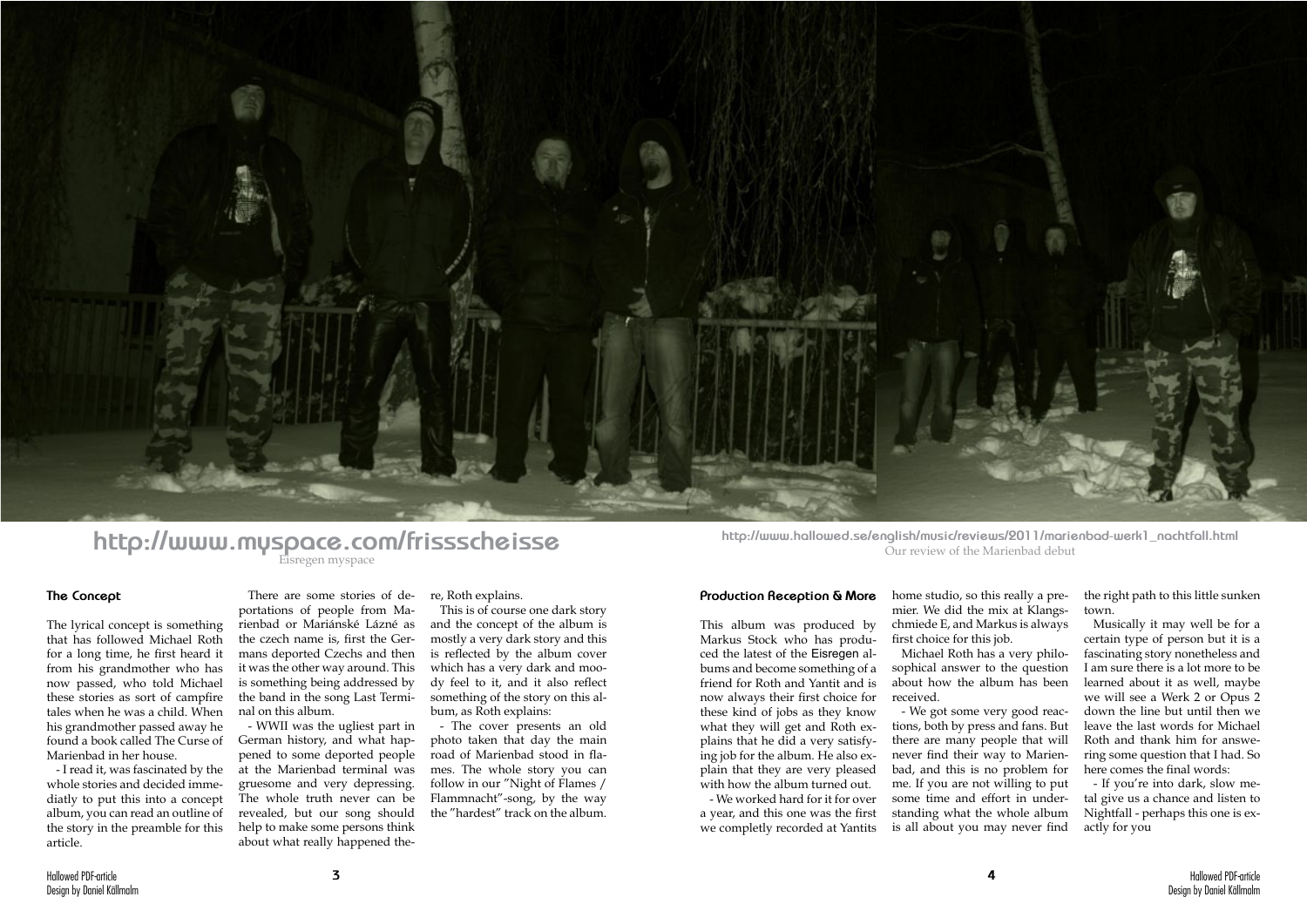http://www.myspace.com/frissscheisse

Eisregen myspace

http://www.hallowed.se/english/music/reviews/2011/marienbad-werk1_nachtfall.html

Our review of the Marienbad debut

### The Concept

The lyrical concept is something that has followed Michael Roth for a long time, he first heard it from his grandmother who has now passed, who told Michael these stories as sort of campfire tales when he was a child. When his grandmother passed away he found a book called The Curse of Marienbad in her house.

- I read it, was fascinated by the whole stories and decided immediatly to put this into a concept album, you can read an outline of the story in the preamble for this article.

There are some stories of deportations of people from Marienbad or Mariánské Lázné as the czech name is, first the Germans deported Czechs and then it was the other way around. This is something being addressed by the band in the song Last Terminal on this album.

- WWII was the ugliest part in German history, and what happened to some deported people at the Marienbad terminal was gruesome and very depressing. The whole truth never can be revealed, but our song should help to make some persons think about what really happened there, Roth explains.

This is of course one dark story and the concept of the album is mostly a very dark story and this is reflected by the album cover which has a very dark and moody feel to it, and it also reflect something of the story on this album, as Roth explains:

- The cover presents an old photo taken that day the main road of Marienbad stood in flames. The whole story you can follow in our "Night of Flames / Flammnacht"-song, by the way the "hardest" track on the album.

### Production Reception & More

This album was produced by Markus Stock who has produced the latest of the Eisregen albums and become something of a friend for Roth and Yantit and is now always their first choice for these kind of jobs as they know what they will get and Roth explains that he did a very satisfying job for the album. He also explain that they are very pleased with how the album turned out.

- We worked hard for it for over a year, and this one was the first we completly recorded at Yantits home studio, so this really a premier. We did the mix at Klangschmiede E, and Markus is always first choice for this job.

Michael Roth has a very philosophical answer to the question about how the album has been received.

- We got some very good reactions, both by press and fans. But there are many people that will never find their way to Marienbad, and this is no problem for me. If you are not willing to put some time and effort in understanding what the whole album is all about you may never find the right path to this little sunken town.

Musically it may well be for a certain type of person but it is a fascinating story nonetheless and I am sure there is a lot more to be learned about it as well, maybe we will see a Werk 2 or Opus 2 down the line but until then we leave the last words for Michael Roth and thank him for answering some question that I had. So here comes the final words:

- If you're into dark, slow metal give us a chance and listen to Nightfall - perhaps this one is exactly for you